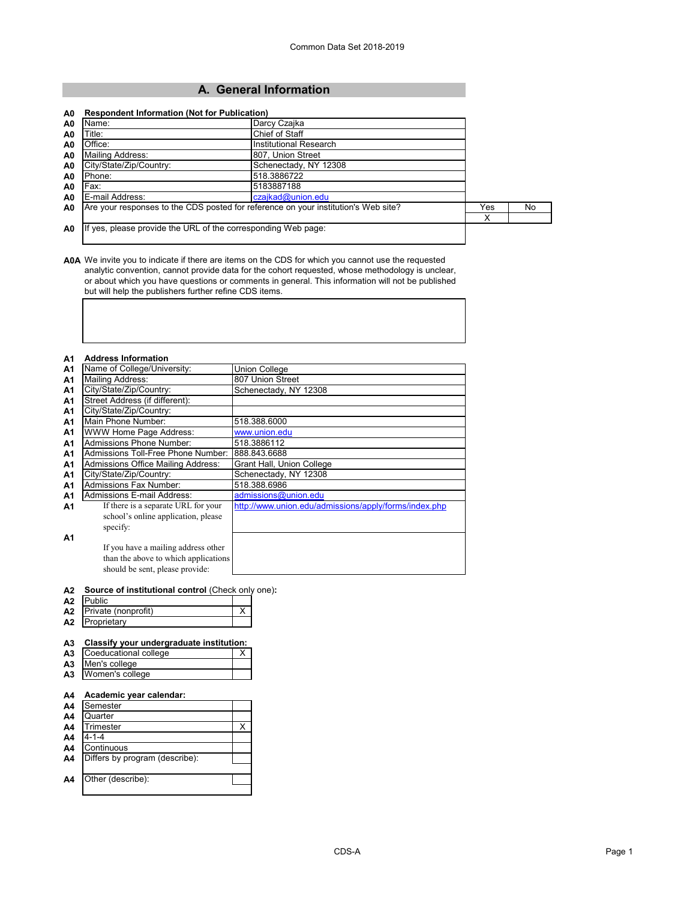Common Data Set 2018-2019

## A. General Information

**A0 Respondent Information (Not for Publication)**

| | | |
|---|---|---|
| A0 | Name: | Darcy Czajka |
| A0 | Title: | Chief of Staff |
| A0 | Office: | Institutional Research |
| A0 | Mailing Address: | 807, Union Street |
| A0 | City/State/Zip/Country: | Schenectady, NY 12308 |
| A0 | Phone: | 518.3886722 |
| A0 | Fax: | 5183887188 |
| A0 | E-mail Address: | czajkad@union.edu |

| | | Yes | No |
|---|---|---|---|
| A0 | Are your responses to the CDS posted for reference on your institution's Web site? | X | |

A0 If yes, please provide the URL of the corresponding Web page:

**A0A** We invite you to indicate if there are items on the CDS for which you cannot use the requested analytic convention, cannot provide data for the cohort requested, whose methodology is unclear, or about which you have questions or comments in general. This information will not be published but will help the publishers further refine CDS items.

**A1 Address Information**

| | | |
|---|---|---|
| A1 | Name of College/University: | Union College |
| A1 | Mailing Address: | 807 Union Street |
| A1 | City/State/Zip/Country: | Schenectady, NY 12308 |
| A1 | Street Address (if different): | |
| A1 | City/State/Zip/Country: | |
| A1 | Main Phone Number: | 518.388.6000 |
| A1 | WWW Home Page Address: | www.union.edu |
| A1 | Admissions Phone Number: | 518.3886112 |
| A1 | Admissions Toll-Free Phone Number: | 888.843.6688 |
| A1 | Admissions Office Mailing Address: | Grant Hall, Union College |
| A1 | City/State/Zip/Country: | Schenectady, NY 12308 |
| A1 | Admissions Fax Number: | 518.388.6986 |
| A1 | Admissions E-mail Address: | admissions@union.edu |
| A1 | If there is a separate URL for your school's online application, please specify: | http://www.union.edu/admissions/apply/forms/index.php |
| A1 | If you have a mailing address other than the above to which applications should be sent, please provide: | |

**A2 Source of institutional control** (Check only one)**:**

| | | |
|---|---|---|
| A2 | Public | |
| A2 | Private (nonprofit) | X |
| A2 | Proprietary | |

**A3 Classify your undergraduate institution:**

| | | |
|---|---|---|
| A3 | Coeducational college | X |
| A3 | Men's college | |
| A3 | Women's college | |

**A4 Academic year calendar:**

| | | |
|---|---|---|
| A4 | Semester | |
| A4 | Quarter | |
| A4 | Trimester | X |
| A4 | 4-1-4 | |
| A4 | Continuous | |
| A4 | Differs by program (describe): | |
| A4 | Other (describe): | |

CDS-A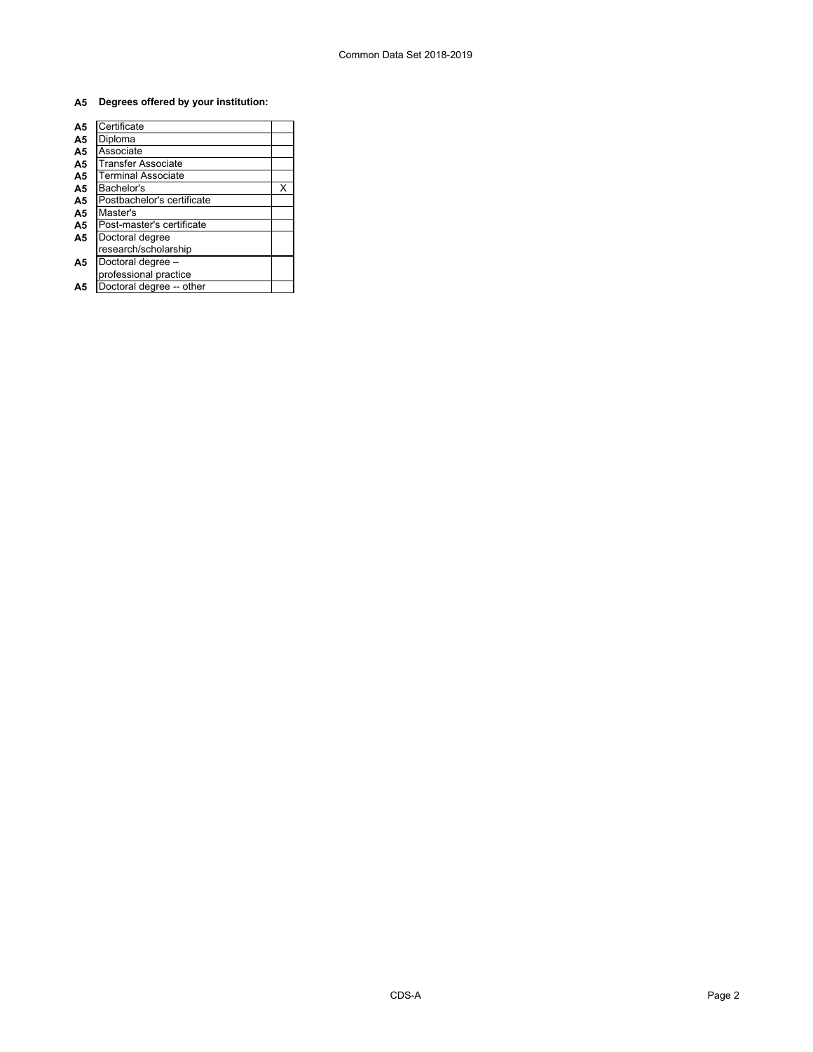**A5 Degrees offered by your institution:**

| | | |
|---|---|---|
| A5 | Certificate | |
| A5 | Diploma | |
| A5 | Associate | |
| A5 | Transfer Associate | |
| A5 | Terminal Associate | |
| A5 | Bachelor's | X |
| A5 | Postbachelor's certificate | |
| A5 | Master's | |
| A5 | Post-master's certificate | |
| A5 | Doctoral degree research/scholarship | |
| A5 | Doctoral degree – professional practice | |
| A5 | Doctoral degree -- other | |